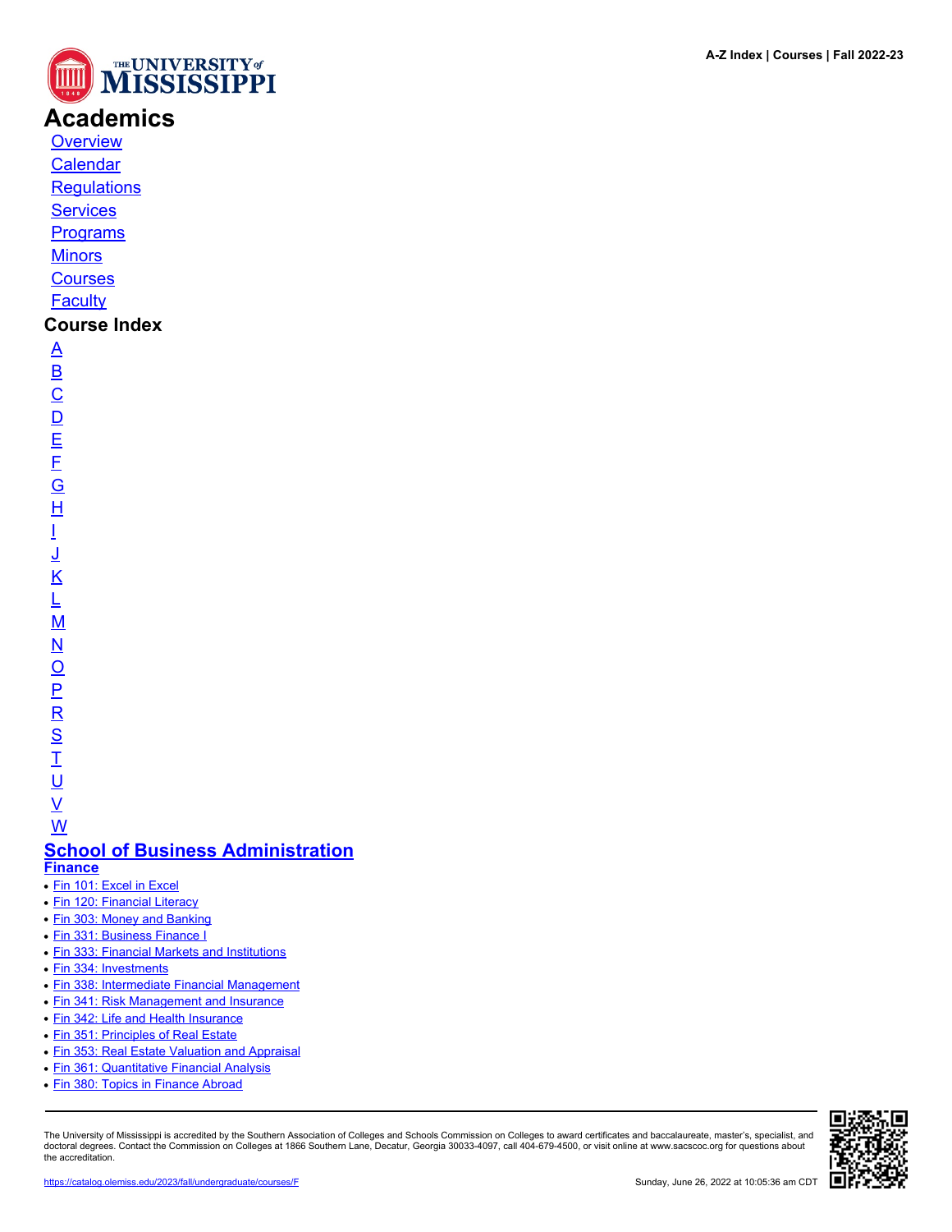# Academics

- [Overview]
- [Calendar]
- [Regulations]
- [Services]
- [Programs]
- [Minors]
- [Courses]
- [Faculty]

## Course Index

A
B
C
D
E
F
G
H
I
J
K
L
M
N
O
P
R
S
T
U
V
W

## School of Business Administration

### Finance

- Fin 101: Excel in Excel
- Fin 120: Financial Literacy
- Fin 303: Money and Banking
- Fin 331: Business Finance I
- Fin 333: Financial Markets and Institutions
- Fin 334: Investments
- Fin 338: Intermediate Financial Management
- Fin 341: Risk Management and Insurance
- Fin 342: Life and Health Insurance
- Fin 351: Principles of Real Estate
- Fin 353: Real Estate Valuation and Appraisal
- Fin 361: Quantitative Financial Analysis
- Fin 380: Topics in Finance Abroad

The University of Mississippi is accredited by the Southern Association of Colleges and Schools Commission on Colleges to award certificates and baccalaureate, master's, specialist, and doctoral degrees. Contact the Commission on Colleges at 1866 Southern Lane, Decatur, Georgia 30033-4097, call 404-679-4500, or visit online at www.sacscoc.org for questions about the accreditation.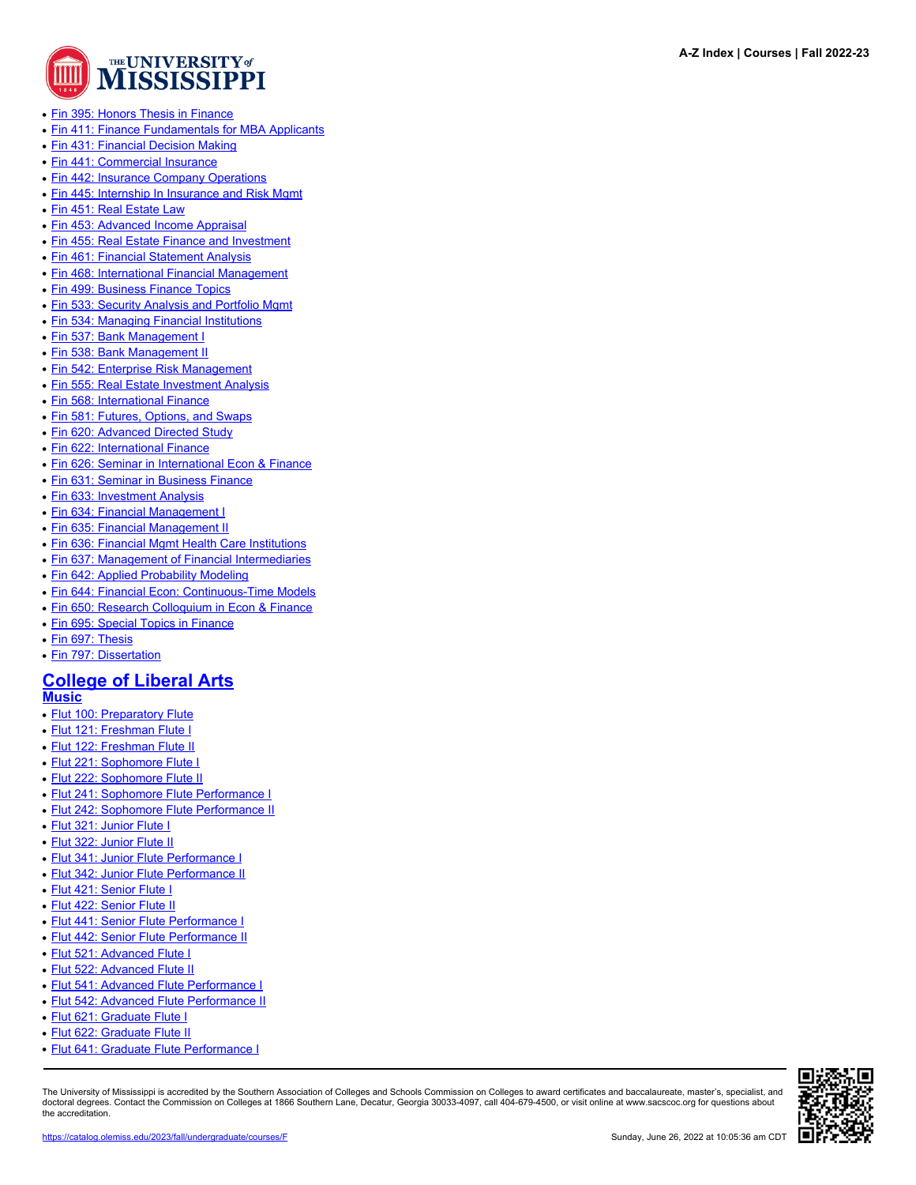- Fin 395: Honors Thesis in Finance
- Fin 411: Finance Fundamentals for MBA Applicants
- Fin 431: Financial Decision Making
- Fin 441: Commercial Insurance
- Fin 442: Insurance Company Operations
- Fin 445: Internship In Insurance and Risk Mgmt
- Fin 451: Real Estate Law
- Fin 453: Advanced Income Appraisal
- Fin 455: Real Estate Finance and Investment
- Fin 461: Financial Statement Analysis
- Fin 468: International Financial Management
- Fin 499: Business Finance Topics
- Fin 533: Security Analysis and Portfolio Mgmt
- Fin 534: Managing Financial Institutions
- Fin 537: Bank Management I
- Fin 538: Bank Management II
- Fin 542: Enterprise Risk Management
- Fin 555: Real Estate Investment Analysis
- Fin 568: International Finance
- Fin 581: Futures, Options, and Swaps
- Fin 620: Advanced Directed Study
- Fin 622: International Finance
- Fin 626: Seminar in International Econ & Finance
- Fin 631: Seminar in Business Finance
- Fin 633: Investment Analysis
- Fin 634: Financial Management I
- Fin 635: Financial Management II
- Fin 636: Financial Mgmt Health Care Institutions
- Fin 637: Management of Financial Intermediaries
- Fin 642: Applied Probability Modeling
- Fin 644: Financial Econ: Continuous-Time Models
- Fin 650: Research Colloquium in Econ & Finance
- Fin 695: Special Topics in Finance
- Fin 697: Thesis
- Fin 797: Dissertation

## College of Liberal Arts

### Music

- Flut 100: Preparatory Flute
- Flut 121: Freshman Flute I
- Flut 122: Freshman Flute II
- Flut 221: Sophomore Flute I
- Flut 222: Sophomore Flute II
- Flut 241: Sophomore Flute Performance I
- Flut 242: Sophomore Flute Performance II
- Flut 321: Junior Flute I
- Flut 322: Junior Flute II
- Flut 341: Junior Flute Performance I
- Flut 342: Junior Flute Performance II
- Flut 421: Senior Flute I
- Flut 422: Senior Flute II
- Flut 441: Senior Flute Performance I
- Flut 442: Senior Flute Performance II
- Flut 521: Advanced Flute I
- Flut 522: Advanced Flute II
- Flut 541: Advanced Flute Performance I
- Flut 542: Advanced Flute Performance II
- Flut 621: Graduate Flute I
- Flut 622: Graduate Flute II
- Flut 641: Graduate Flute Performance I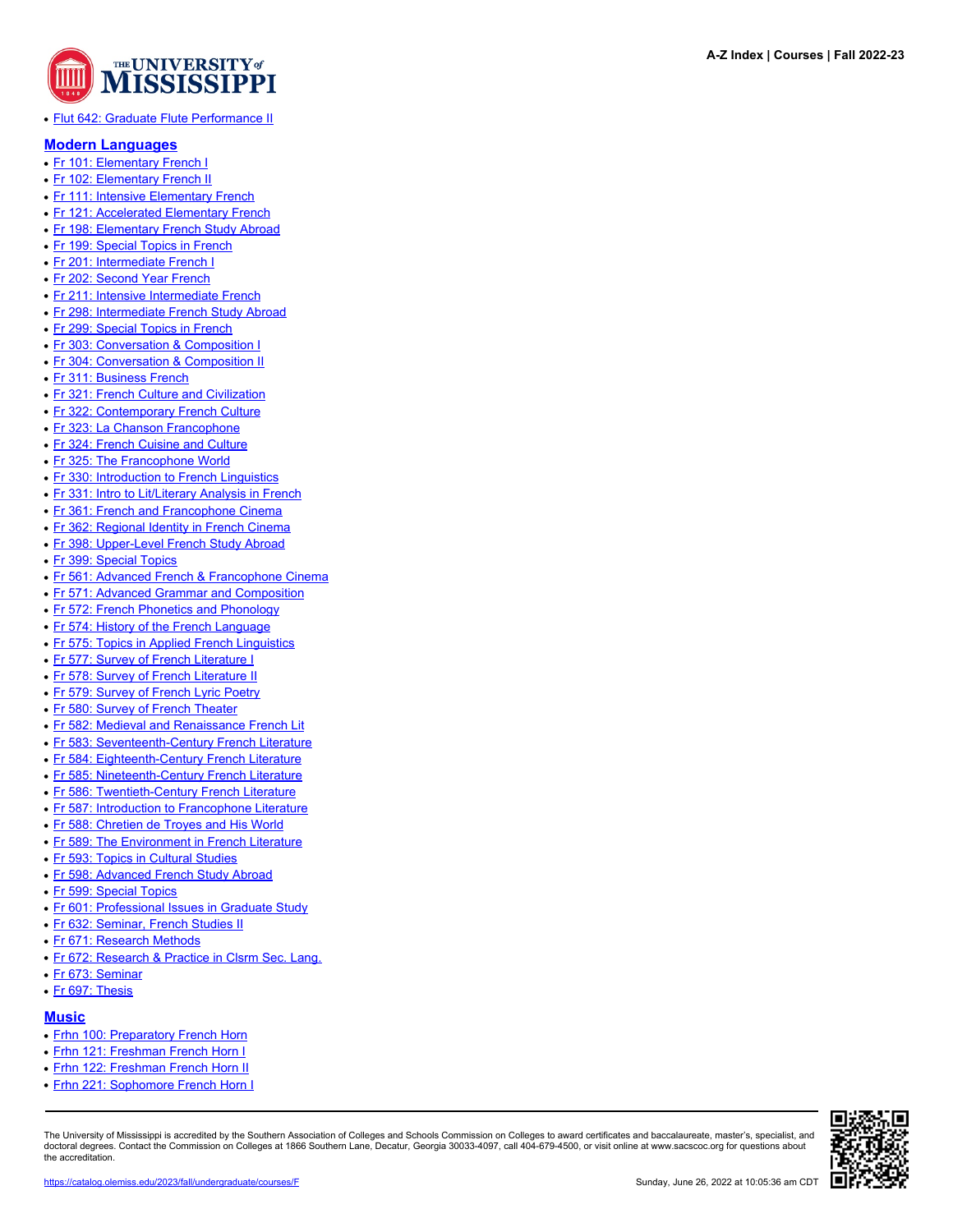- Flut 642: Graduate Flute Performance II

## Modern Languages

- Fr 101: Elementary French I
- Fr 102: Elementary French II
- Fr 111: Intensive Elementary French
- Fr 121: Accelerated Elementary French
- Fr 198: Elementary French Study Abroad
- Fr 199: Special Topics in French
- Fr 201: Intermediate French I
- Fr 202: Second Year French
- Fr 211: Intensive Intermediate French
- Fr 298: Intermediate French Study Abroad
- Fr 299: Special Topics in French
- Fr 303: Conversation & Composition I
- Fr 304: Conversation & Composition II
- Fr 311: Business French
- Fr 321: French Culture and Civilization
- Fr 322: Contemporary French Culture
- Fr 323: La Chanson Francophone
- Fr 324: French Cuisine and Culture
- Fr 325: The Francophone World
- Fr 330: Introduction to French Linguistics
- Fr 331: Intro to Lit/Literary Analysis in French
- Fr 361: French and Francophone Cinema
- Fr 362: Regional Identity in French Cinema
- Fr 398: Upper-Level French Study Abroad
- Fr 399: Special Topics
- Fr 561: Advanced French & Francophone Cinema
- Fr 571: Advanced Grammar and Composition
- Fr 572: French Phonetics and Phonology
- Fr 574: History of the French Language
- Fr 575: Topics in Applied French Linguistics
- Fr 577: Survey of French Literature I
- Fr 578: Survey of French Literature II
- Fr 579: Survey of French Lyric Poetry
- Fr 580: Survey of French Theater
- Fr 582: Medieval and Renaissance French Lit
- Fr 583: Seventeenth-Century French Literature
- Fr 584: Eighteenth-Century French Literature
- Fr 585: Nineteenth-Century French Literature
- Fr 586: Twentieth-Century French Literature
- Fr 587: Introduction to Francophone Literature
- Fr 588: Chretien de Troyes and His World
- Fr 589: The Environment in French Literature
- Fr 593: Topics in Cultural Studies
- Fr 598: Advanced French Study Abroad
- Fr 599: Special Topics
- Fr 601: Professional Issues in Graduate Study
- Fr 632: Seminar, French Studies II
- Fr 671: Research Methods
- Fr 672: Research & Practice in Clsrm Sec. Lang.
- Fr 673: Seminar
- Fr 697: Thesis

## Music

- Frhn 100: Preparatory French Horn
- Frhn 121: Freshman French Horn I
- Frhn 122: Freshman French Horn II
- Frhn 221: Sophomore French Horn I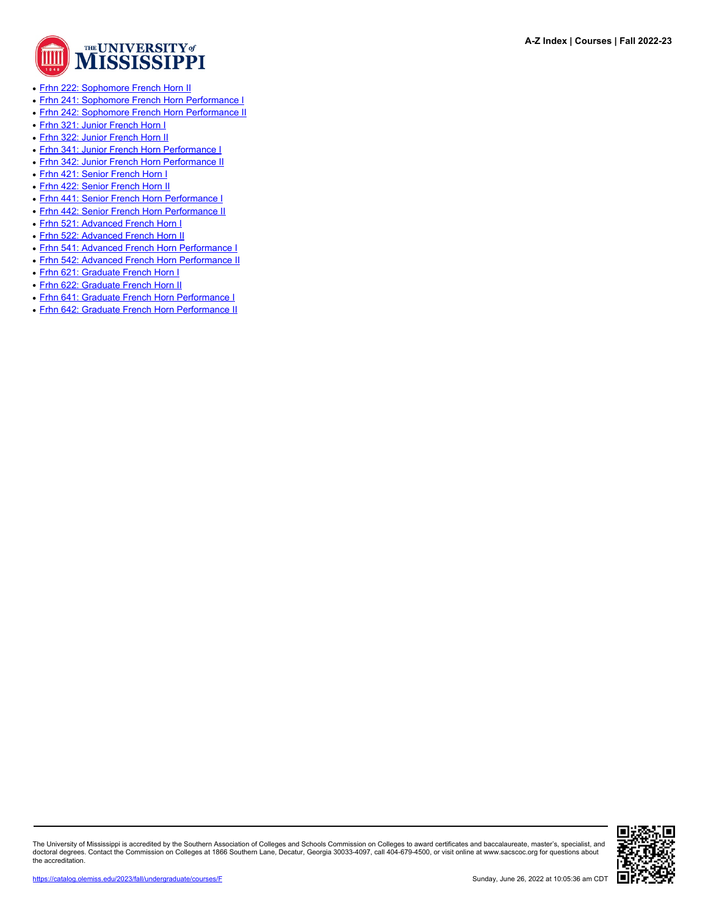- Frhn 222: Sophomore French Horn II
- Frhn 241: Sophomore French Horn Performance I
- Frhn 242: Sophomore French Horn Performance II
- Frhn 321: Junior French Horn I
- Frhn 322: Junior French Horn II
- Frhn 341: Junior French Horn Performance I
- Frhn 342: Junior French Horn Performance II
- Frhn 421: Senior French Horn I
- Frhn 422: Senior French Horn II
- Frhn 441: Senior French Horn Performance I
- Frhn 442: Senior French Horn Performance II
- Frhn 521: Advanced French Horn I
- Frhn 522: Advanced French Horn II
- Frhn 541: Advanced French Horn Performance I
- Frhn 542: Advanced French Horn Performance II
- Frhn 621: Graduate French Horn I
- Frhn 622: Graduate French Horn II
- Frhn 641: Graduate French Horn Performance I
- Frhn 642: Graduate French Horn Performance II